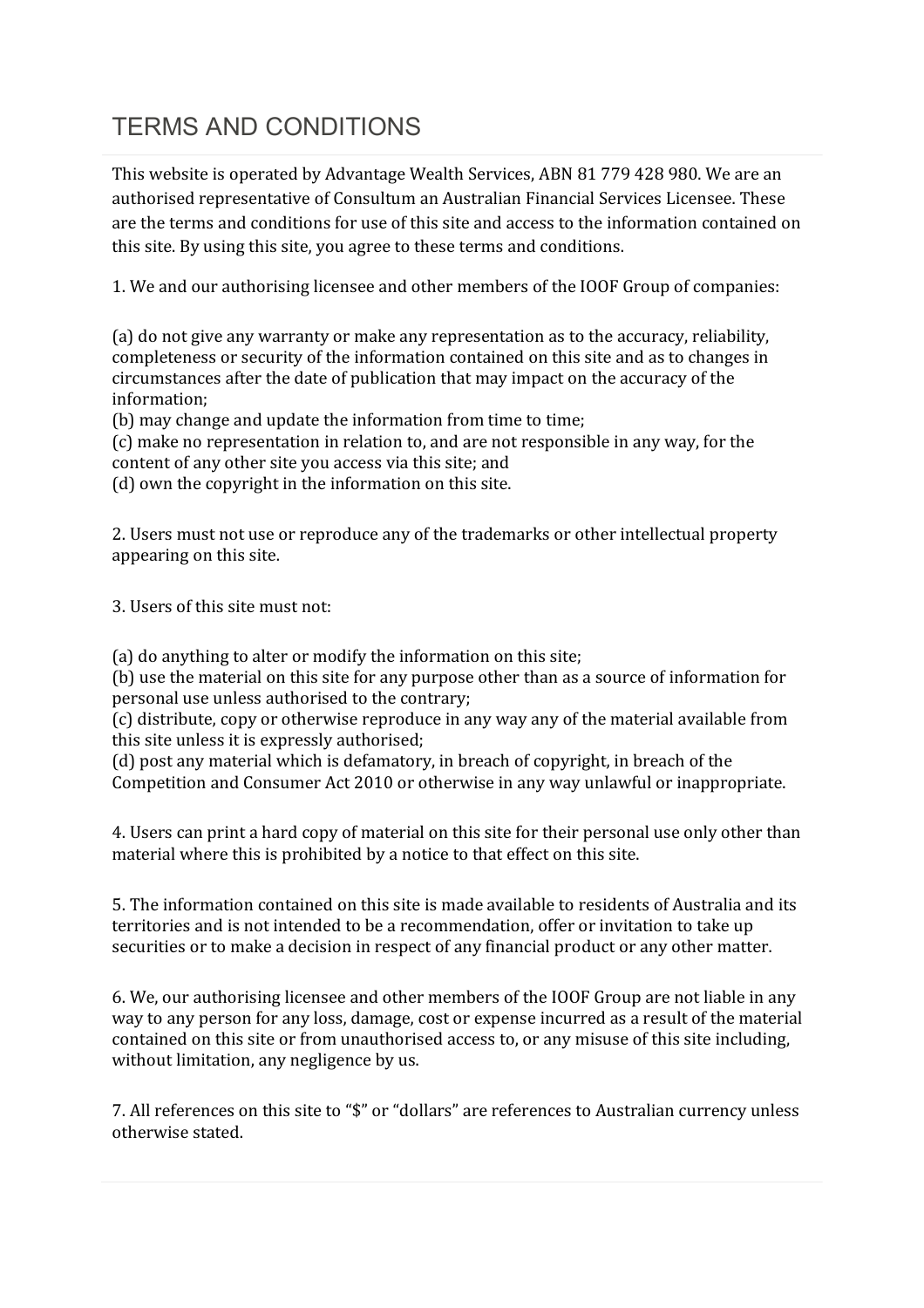# TERMS AND CONDITIONS

This website is operated by Advantage Wealth Services, ABN 81 779 428 980. We are an authorised representative of Consultum an Australian Financial Services Licensee. These are the terms and conditions for use of this site and access to the information contained on this site. By using this site, you agree to these terms and conditions.

1. We and our authorising licensee and other members of the IOOF Group of companies:

(a) do not give any warranty or make any representation as to the accuracy, reliability, completeness or security of the information contained on this site and as to changes in circumstances after the date of publication that may impact on the accuracy of the information;
(b) may change and update the information from time to time;
(c) make no representation in relation to, and are not responsible in any way, for the content of any other site you access via this site; and
(d) own the copyright in the information on this site.

2. Users must not use or reproduce any of the trademarks or other intellectual property appearing on this site.

3. Users of this site must not:

(a) do anything to alter or modify the information on this site;
(b) use the material on this site for any purpose other than as a source of information for personal use unless authorised to the contrary;
(c) distribute, copy or otherwise reproduce in any way any of the material available from this site unless it is expressly authorised;
(d) post any material which is defamatory, in breach of copyright, in breach of the Competition and Consumer Act 2010 or otherwise in any way unlawful or inappropriate.

4. Users can print a hard copy of material on this site for their personal use only other than material where this is prohibited by a notice to that effect on this site.

5. The information contained on this site is made available to residents of Australia and its territories and is not intended to be a recommendation, offer or invitation to take up securities or to make a decision in respect of any financial product or any other matter.

6. We, our authorising licensee and other members of the IOOF Group are not liable in any way to any person for any loss, damage, cost or expense incurred as a result of the material contained on this site or from unauthorised access to, or any misuse of this site including, without limitation, any negligence by us.

7. All references on this site to "$" or "dollars" are references to Australian currency unless otherwise stated.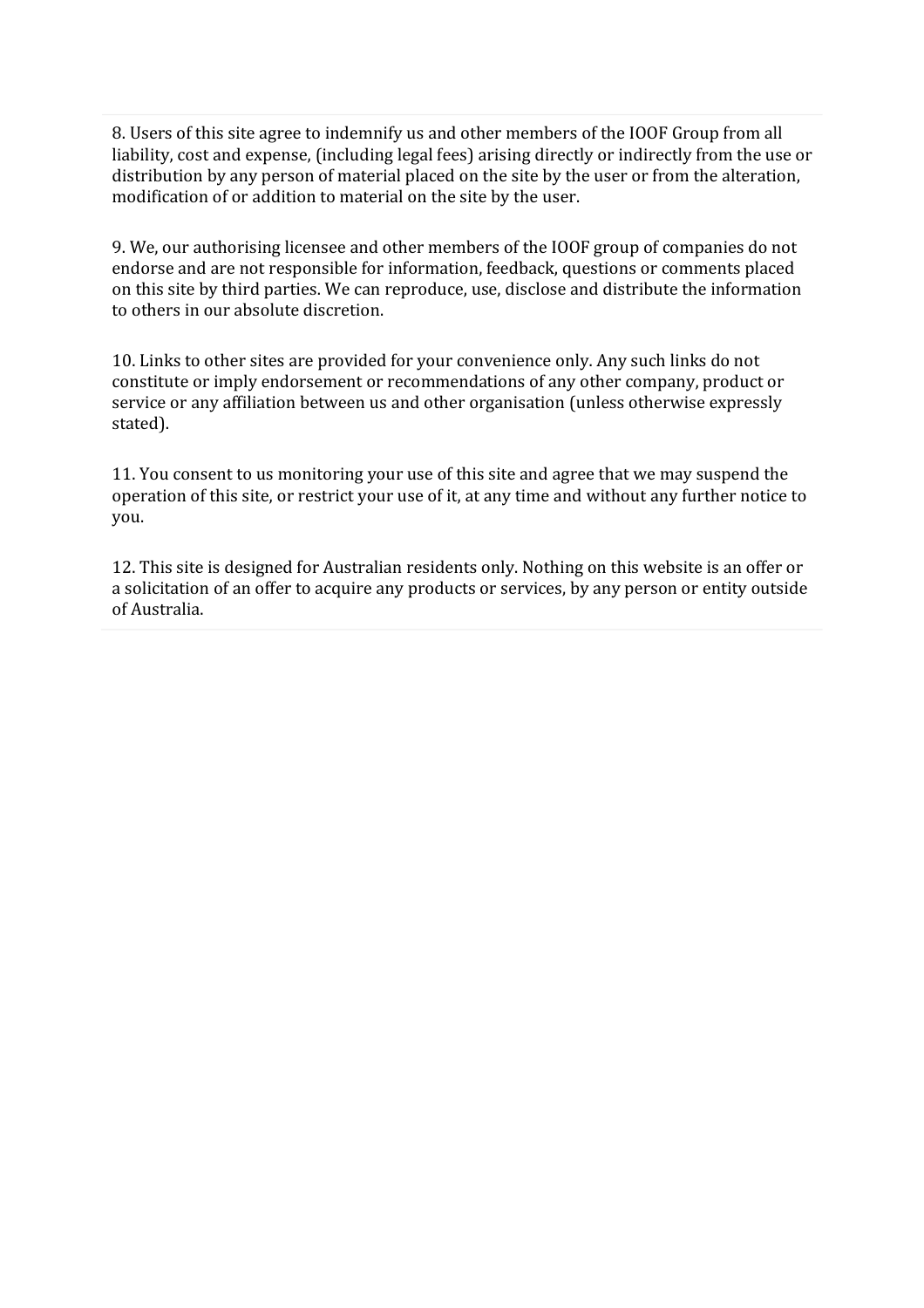8. Users of this site agree to indemnify us and other members of the IOOF Group from all liability, cost and expense, (including legal fees) arising directly or indirectly from the use or distribution by any person of material placed on the site by the user or from the alteration, modification of or addition to material on the site by the user.

9. We, our authorising licensee and other members of the IOOF group of companies do not endorse and are not responsible for information, feedback, questions or comments placed on this site by third parties. We can reproduce, use, disclose and distribute the information to others in our absolute discretion.

10. Links to other sites are provided for your convenience only. Any such links do not constitute or imply endorsement or recommendations of any other company, product or service or any affiliation between us and other organisation (unless otherwise expressly stated).

11. You consent to us monitoring your use of this site and agree that we may suspend the operation of this site, or restrict your use of it, at any time and without any further notice to you.

12. This site is designed for Australian residents only. Nothing on this website is an offer or a solicitation of an offer to acquire any products or services, by any person or entity outside of Australia.